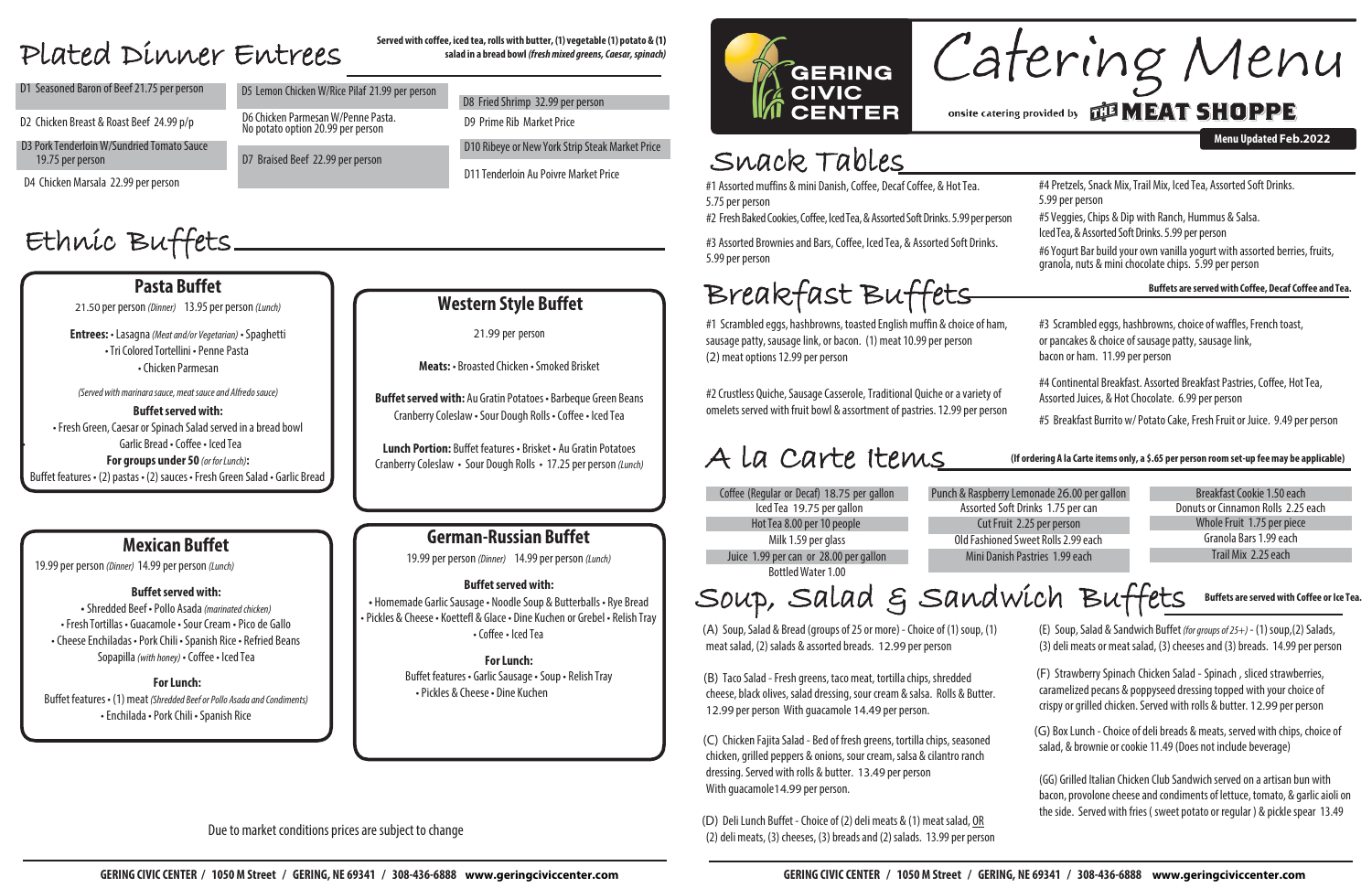# Plated Dinner Entrees

**Served with coffee, iced tea, rolls with butter, (1) vegetable (1) potato & (1) salad in a bread bowl *(fresh mixed greens, Caesar, spinach)***

- D1 Seasoned Baron of Beef 21.75 per person
- D2 Chicken Breast & Roast Beef 24.99 p/p
- D3 Pork Tenderloin W/Sundried Tomato Sauce 19.75 per person
- D4 Chicken Marsala 22.99 per person
- D5 Lemon Chicken W/Rice Pilaf 21.99 per person
- D6 Chicken Parmesan W/Penne Pasta. No potato option 20.99 per person
- D7 Braised Beef 22.99 per person
- D8 Fried Shrimp 32.99 per person
- D9 Prime Rib Market Price
- D10 Ribeye or New York Strip Steak Market Price
- D11 Tenderloin Au Poivre Market Price

# Ethnic Buffets

## Pasta Buffet

21.50 per person *(Dinner)* 13.95 per person *(Lunch)*

**Entrees:** • Lasagna *(Meat and/or Vegetarian)* • Spaghetti • Tri Colored Tortellini • Penne Pasta • Chicken Parmesan

*(Served with marinara sauce, meat sauce and Alfredo sauce)*

**Buffet served with:**
• Fresh Green, Caesar or Spinach Salad served in a bread bowl
Garlic Bread • Coffee • Iced Tea

**For groups under 50** *(or for Lunch)***:**
Buffet features • (2) pastas • (2) sauces • Fresh Green Salad • Garlic Bread

## Western Style Buffet

21.99 per person

**Meats:** • Broasted Chicken • Smoked Brisket

**Buffet served with:** Au Gratin Potatoes • Barbeque Green Beans Cranberry Coleslaw • Sour Dough Rolls • Coffee • Iced Tea

**Lunch Portion:** Buffet features • Brisket • Au Gratin Potatoes Cranberry Coleslaw • Sour Dough Rolls • 17.25 per person *(Lunch)*

## Mexican Buffet

19.99 per person *(Dinner)* 14.99 per person *(Lunch)*

**Buffet served with:**
• Shredded Beef • Pollo Asada *(marinated chicken)*
• Fresh Tortillas • Guacamole • Sour Cream • Pico de Gallo
• Cheese Enchiladas • Pork Chili • Spanish Rice • Refried Beans
Sopapilla *(with honey)* • Coffee • Iced Tea

**For Lunch:**
Buffet features • (1) meat *(Shredded Beef or Pollo Asada and Condiments)*
• Enchilada • Pork Chili • Spanish Rice

## German-Russian Buffet

19.99 per person *(Dinner)* 14.99 per person *(Lunch)*

**Buffet served with:**
• Homemade Garlic Sausage • Noodle Soup & Butterballs • Rye Bread
• Pickles & Cheese • Koettefl & Glace • Dine Kuchen or Grebel • Relish Tray
• Coffee • Iced Tea

**For Lunch:**
Buffet features • Garlic Sausage • Soup • Relish Tray
• Pickles & Cheese • Dine Kuchen

Due to market conditions prices are subject to change

# Catering Menu

GERING CIVIC CENTER

onsite catering provided by THE MEAT SHOPPE

**Menu Updated Feb.2022**

# Snack Tables

- #1 Assorted muffins & mini Danish, Coffee, Decaf Coffee, & Hot Tea. 5.75 per person
- #2 Fresh Baked Cookies, Coffee, Iced Tea, & Assorted Soft Drinks. 5.99 per person
- #3 Assorted Brownies and Bars, Coffee, Iced Tea, & Assorted Soft Drinks. 5.99 per person
- #4 Pretzels, Snack Mix, Trail Mix, Iced Tea, Assorted Soft Drinks. 5.99 per person
- #5 Veggies, Chips & Dip with Ranch, Hummus & Salsa. Iced Tea, & Assorted Soft Drinks. 5.99 per person
- #6 Yogurt Bar build your own vanilla yogurt with assorted berries, fruits, granola, nuts & mini chocolate chips. 5.99 per person

# Breakfast Buffets

**Buffets are served with Coffee, Decaf Coffee and Tea.**

- #1 Scrambled eggs, hashbrowns, toasted English muffin & choice of ham, sausage patty, sausage link, or bacon. (1) meat 10.99 per person (2) meat options 12.99 per person
- #2 Crustless Quiche, Sausage Casserole, Traditional Quiche or a variety of omelets served with fruit bowl & assortment of pastries. 12.99 per person
- #3 Scrambled eggs, hashbrowns, choice of waffles, French toast, or pancakes & choice of sausage patty, sausage link, bacon or ham. 11.99 per person
- #4 Continental Breakfast. Assorted Breakfast Pastries, Coffee, Hot Tea, Assorted Juices, & Hot Chocolate. 6.99 per person
- #5 Breakfast Burrito w/ Potato Cake, Fresh Fruit or Juice. 9.49 per person

# A la Carte Items

**(If ordering A la Carte items only, a $.65 per person room set-up fee may be applicable)**

| | | |
|---|---|---|
| Coffee (Regular or Decaf) 18.75 per gallon | Punch & Raspberry Lemonade 26.00 per gallon | Breakfast Cookie 1.50 each |
| Iced Tea 19.75 per gallon | Assorted Soft Drinks 1.75 per can | Donuts or Cinnamon Rolls 2.25 each |
| Hot Tea 8.00 per 10 people | Cut Fruit 2.25 per person | Whole Fruit 1.75 per piece |
| Milk 1.59 per glass | Old Fashioned Sweet Rolls 2.99 each | Granola Bars 1.99 each |
| Juice 1.99 per can or 28.00 per gallon | Mini Danish Pastries 1.99 each | Trail Mix 2.25 each |
| Bottled Water 1.00 | | |

# Soup, Salad & Sandwich Buffets

**Buffets are served with Coffee or Ice Tea.**

(A) Soup, Salad & Bread (groups of 25 or more) - Choice of (1) soup, (1) meat salad, (2) salads & assorted breads. 12.99 per person

(B) Taco Salad - Fresh greens, taco meat, tortilla chips, shredded cheese, black olives, salad dressing, sour cream & salsa. Rolls & Butter. 12.99 per person With guacamole 14.49 per person.

(C) Chicken Fajita Salad - Bed of fresh greens, tortilla chips, seasoned chicken, grilled peppers & onions, sour cream, salsa & cilantro ranch dressing. Served with rolls & butter. 13.49 per person With guacamole14.99 per person.

(D) Deli Lunch Buffet - Choice of (2) deli meats & (1) meat salad, OR (2) deli meats, (3) cheeses, (3) breads and (2) salads. 13.99 per person

(E) Soup, Salad & Sandwich Buffet *(for groups of 25+)* - (1) soup,(2) Salads, (3) deli meats or meat salad, (3) cheeses and (3) breads. 14.99 per person

(F) Strawberry Spinach Chicken Salad - Spinach , sliced strawberries, caramelized pecans & poppyseed dressing topped with your choice of crispy or grilled chicken. Served with rolls & butter. 12.99 per person

(G) Box Lunch - Choice of deli breads & meats, served with chips, choice of salad, & brownie or cookie 11.49 (Does not include beverage)

(GG) Grilled Italian Chicken Club Sandwich served on a artisan bun with bacon, provolone cheese and condiments of lettuce, tomato, & garlic aioli on the side. Served with fries ( sweet potato or regular ) & pickle spear 13.49

GERING CIVIC CENTER / 1050 M Street / GERING, NE 69341 / 308-436-6888 www.geringciviccenter.com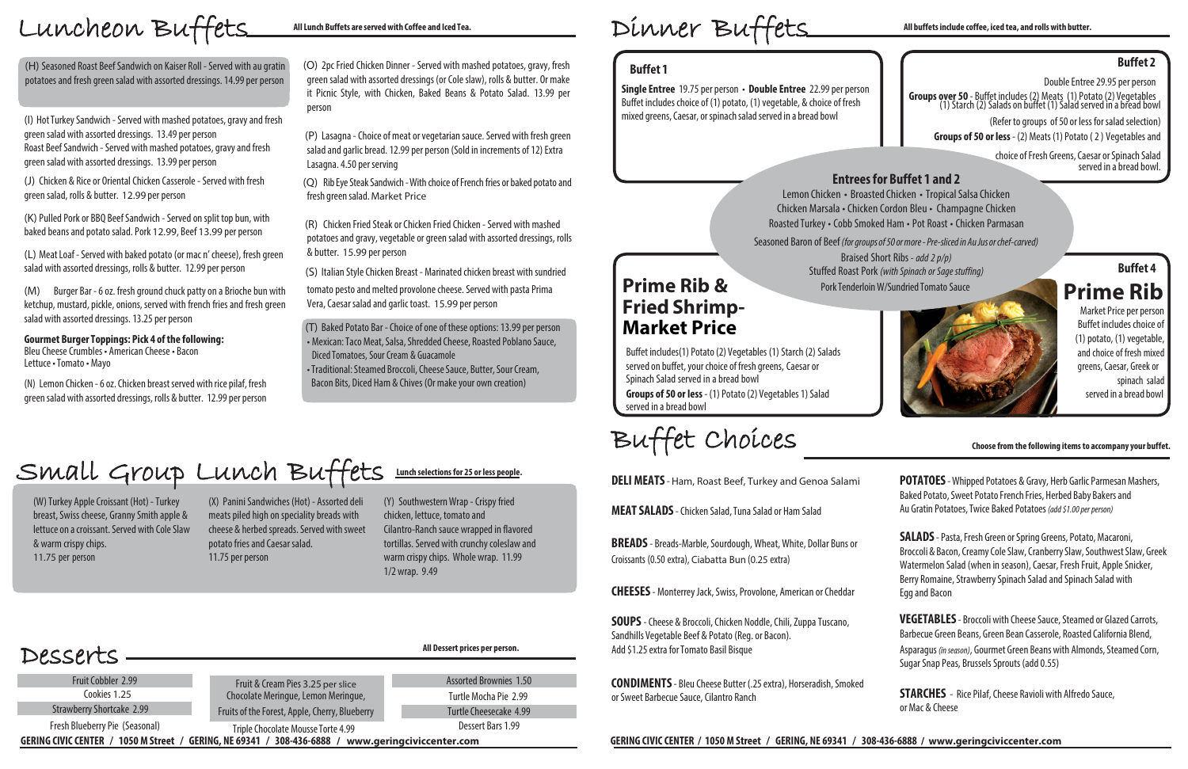# Luncheon Buffets

**All Lunch Buffets are served with Coffee and Iced Tea.**

(H) Seasoned Roast Beef Sandwich on Kaiser Roll - Served with au gratin potatoes and fresh green salad with assorted dressings. 14.99 per person

(I) Hot Turkey Sandwich - Served with mashed potatoes, gravy and fresh green salad with assorted dressings. 13.49 per person
Roast Beef Sandwich - Served with mashed potatoes, gravy and fresh green salad with assorted dressings. 13.99 per person

(J) Chicken & Rice or Oriental Chicken Casserole - Served with fresh green salad, rolls & butter. 12.99 per person

(K) Pulled Pork or BBQ Beef Sandwich - Served on split top bun, with baked beans and potato salad. Pork 12.99, Beef 13.99 per person

(L) Meat Loaf - Served with baked potato (or mac n' cheese), fresh green salad with assorted dressings, rolls & butter. 12.99 per person

(M) Burger Bar - 6 oz. fresh ground chuck patty on a Brioche bun with ketchup, mustard, pickle, onions, served with french fries and fresh green salad with assorted dressings. 13.25 per person

**Gourmet Burger Toppings: Pick 4 of the following:**
Bleu Cheese Crumbles • American Cheese • Bacon
Lettuce • Tomato • Mayo

(N) Lemon Chicken - 6 oz. Chicken breast served with rice pilaf, fresh green salad with assorted dressings, rolls & butter. 12.99 per person

(O) 2pc Fried Chicken Dinner - Served with mashed potatoes, gravy, fresh green salad with assorted dressings (or Cole slaw), rolls & butter. Or make it Picnic Style, with Chicken, Baked Beans & Potato Salad. 13.99 per person

(P) Lasagna - Choice of meat or vegetarian sauce. Served with fresh green salad and garlic bread. 12.99 per person (Sold in increments of 12) Extra Lasagna. 4.50 per serving

(Q) Rib Eye Steak Sandwich - With choice of French fries or baked potato and fresh green salad. Market Price

(R) Chicken Fried Steak or Chicken Fried Chicken - Served with mashed potatoes and gravy, vegetable or green salad with assorted dressings, rolls & butter. 15.99 per person

(S) Italian Style Chicken Breast - Marinated chicken breast with sundried tomato pesto and melted provolone cheese. Served with pasta Prima Vera, Caesar salad and garlic toast. 15.99 per person

(T) Baked Potato Bar - Choice of one of these options: 13.99 per person
- Mexican: Taco Meat, Salsa, Shredded Cheese, Roasted Poblano Sauce, Diced Tomatoes, Sour Cream & Guacamole
- Traditional: Steamed Broccoli, Cheese Sauce, Butter, Sour Cream, Bacon Bits, Diced Ham & Chives (Or make your own creation)

# Small Group Lunch Buffets

**Lunch selections for 25 or less people.**

(W) Turkey Apple Croissant (Hot) - Turkey breast, Swiss cheese, Granny Smith apple & lettuce on a croissant. Served with Cole Slaw & warm crispy chips.
11.75 per person

(X) Panini Sandwiches (Hot) - Assorted deli meats piled high on speciality breads with cheese & herbed spreads. Served with sweet potato fries and Caesar salad.
11.75 per person

(Y) Southwestern Wrap - Crispy fried chicken, lettuce, tomato and Cilantro-Ranch sauce wrapped in flavored tortillas. Served with crunchy coleslaw and warm crispy chips. Whole wrap. 11.99
1/2 wrap. 9.49

# Desserts

**All Dessert prices per person.**

Fruit Cobbler 2.99
Cookies 1.25
Strawberry Shortcake 2.99
Fresh Blueberry Pie (Seasonal)

Fruit & Cream Pies 3.25 per slice
Chocolate Meringue, Lemon Meringue,
Fruits of the Forest, Apple, Cherry, Blueberry
Triple Chocolate Mousse Torte 4.99

Assorted Brownies 1.50
Turtle Mocha Pie 2.99
Turtle Cheesecake 4.99
Dessert Bars 1.99

# Dinner Buffets

**All buffets include coffee, iced tea, and rolls with butter.**

## Buffet 1

**Single Entree** 19.75 per person • **Double Entree** 22.99 per person
Buffet includes choice of (1) potato, (1) vegetable, & choice of fresh mixed greens, Caesar, or spinach salad served in a bread bowl

## Buffet 2

Double Entree 29.95 per person

**Groups over 50** - Buffet includes (2) Meats (1) Potato (2) Vegetables (1) Starch (2) Salads on buffet (1) Salad served in a bread bowl

(Refer to groups of 50 or less for salad selection)

**Groups of 50 or less** - (2) Meats (1) Potato ( 2 ) Vegetables and choice of Fresh Greens, Caesar or Spinach Salad served in a bread bowl.

## Entrees for Buffet 1 and 2

Lemon Chicken • Broasted Chicken • Tropical Salsa Chicken
Chicken Marsala • Chicken Cordon Bleu • Champagne Chicken
Roasted Turkey • Cobb Smoked Ham • Pot Roast • Chicken Parmasan
Seasoned Baron of Beef *(for groups of 50 or more - Pre-sliced in Au Jus or chef-carved)*
Braised Short Ribs *- add 2 p/p)*
Stuffed Roast Pork *(with Spinach or Sage stuffing)*
Pork Tenderloin W/Sundried Tomato Sauce

## Prime Rib & Fried Shrimp- Market Price

Buffet includes(1) Potato (2) Vegetables (1) Starch (2) Salads served on buffet, your choice of fresh greens, Caesar or Spinach Salad served in a bread bowl
**Groups of 50 or less** - (1) Potato (2) Vegetables 1) Salad served in a bread bowl

## Buffet 4
## Prime Rib

Market Price per person
Buffet includes choice of (1) potato, (1) vegetable, and choice of fresh mixed greens, Caesar, Greek or spinach salad served in a bread bowl

# Buffet Choices

**Choose from the following items to accompany your buffet.**

**DELI MEATS** - Ham, Roast Beef, Turkey and Genoa Salami

**MEAT SALADS** - Chicken Salad, Tuna Salad or Ham Salad

**BREADS** - Breads-Marble, Sourdough, Wheat, White, Dollar Buns or Croissants (0.50 extra), Ciabatta Bun (0.25 extra)

**CHEESES** - Monterrey Jack, Swiss, Provolone, American or Cheddar

**SOUPS** - Cheese & Broccoli, Chicken Noddle, Chili, Zuppa Tuscano, Sandhills Vegetable Beef & Potato (Reg. or Bacon).
Add $1.25 extra for Tomato Basil Bisque

**CONDIMENTS** - Bleu Cheese Butter (.25 extra), Horseradish, Smoked or Sweet Barbecue Sauce, Cilantro Ranch

**POTATOES** - Whipped Potatoes & Gravy, Herb Garlic Parmesan Mashers, Baked Potato, Sweet Potato French Fries, Herbed Baby Bakers and Au Gratin Potatoes, Twice Baked Potatoes *(add $1.00 per person)*

**SALADS** - Pasta, Fresh Green or Spring Greens, Potato, Macaroni, Broccoli & Bacon, Creamy Cole Slaw, Cranberry Slaw, Southwest Slaw, Greek Watermelon Salad (when in season), Caesar, Fresh Fruit, Apple Snicker, Berry Romaine, Strawberry Spinach Salad and Spinach Salad with Egg and Bacon

**VEGETABLES** - Broccoli with Cheese Sauce, Steamed or Glazed Carrots, Barbecue Green Beans, Green Bean Casserole, Roasted California Blend, Asparagus *(in season)*, Gourmet Green Beans with Almonds, Steamed Corn, Sugar Snap Peas, Brussels Sprouts (add 0.55)

**STARCHES** - Rice Pilaf, Cheese Ravioli with Alfredo Sauce, or Mac & Cheese

**GERING CIVIC CENTER / 1050 M Street / GERING, NE 69341 / 308-436-6888 / www.geringciviccenter.com**